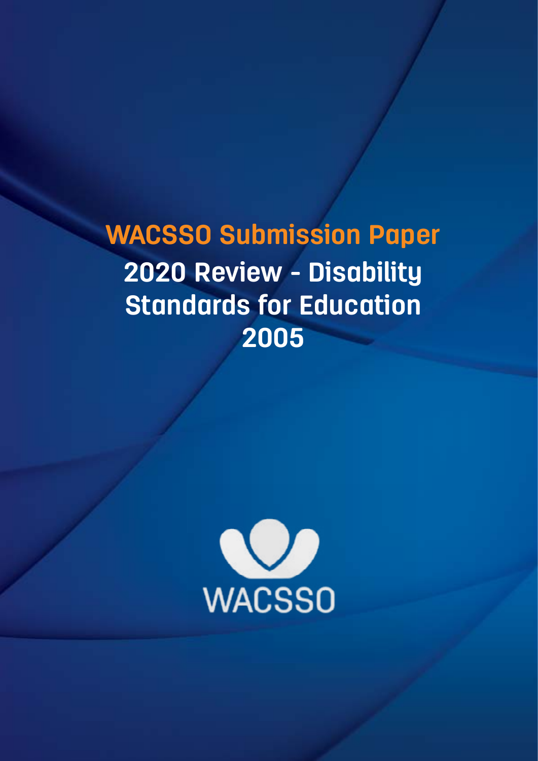# WACSSO Submission Paper

## 2020 Review - Disability Standards for Education 2005

WACSSO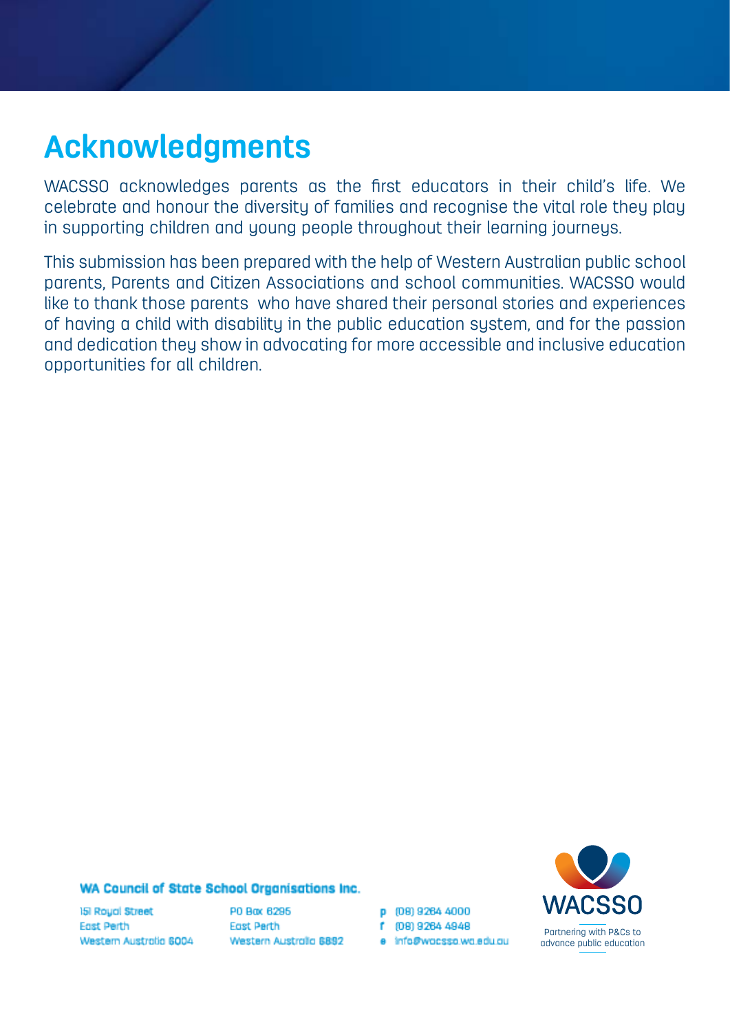# Acknowledgments

WACSSO acknowledges parents as the first educators in their child's life. We celebrate and honour the diversity of families and recognise the vital role they play in supporting children and young people throughout their learning journeys.

This submission has been prepared with the help of Western Australian public school parents, Parents and Citizen Associations and school communities. WACSSO would like to thank those parents who have shared their personal stories and experiences of having a child with disability in the public education system, and for the passion and dedication they show in advocating for more accessible and inclusive education opportunities for all children.

**WA Council of State School Organisations Inc.**

151 Royal Street
East Perth
Western Australia 6004

PO Box 6295
East Perth
Western Australia 6892

p (08) 9264 4000
f (08) 9264 4948
e info@wacsso.wa.edu.au

WACSSO
Partnering with P&Cs to advance public education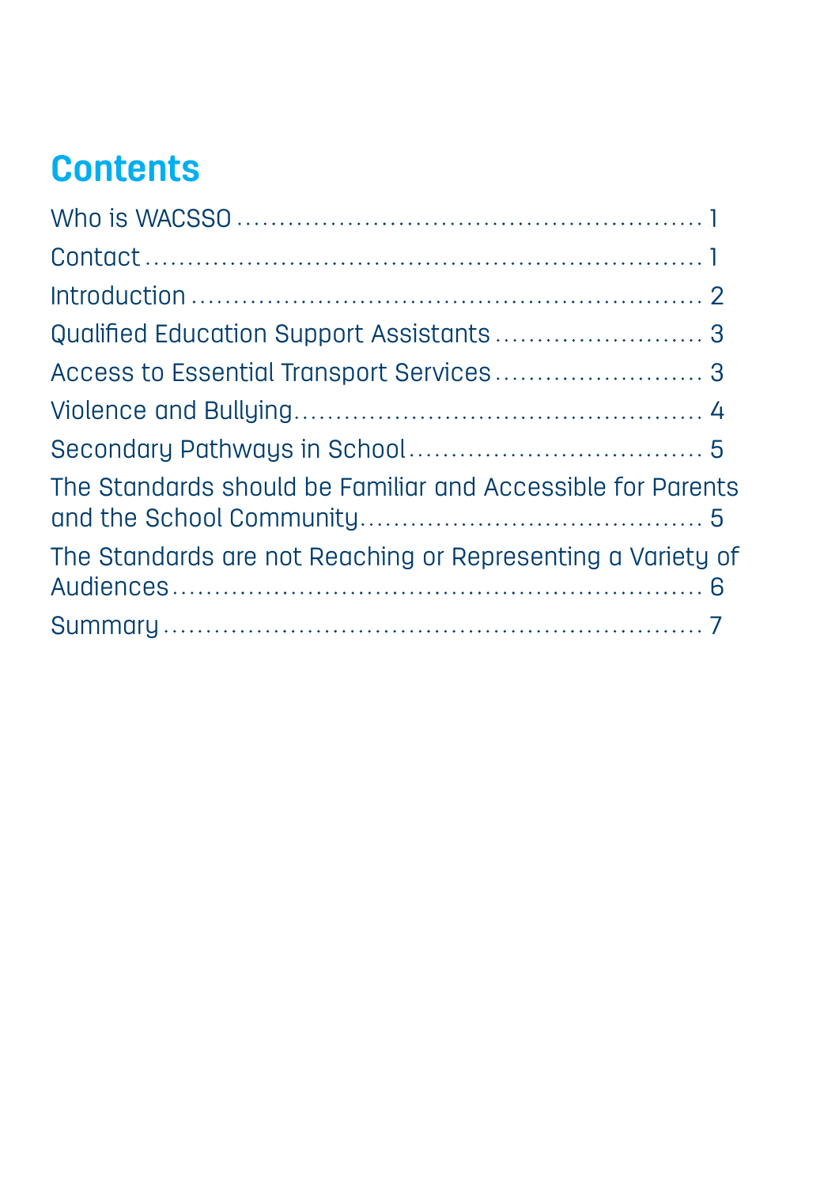## Contents

Who is WACSSO ........................................................ 1

Contact ................................................................ 1

Introduction ............................................................ 2

Qualified Education Support Assistants ......................... 3

Access to Essential Transport Services ......................... 3

Violence and Bullying ................................................ 4

Secondary Pathways in School .................................. 5

The Standards should be Familiar and Accessible for Parents and the School Community ........................................ 5

The Standards are not Reaching or Representing a Variety of Audiences .............................................................. 6

Summary ............................................................... 7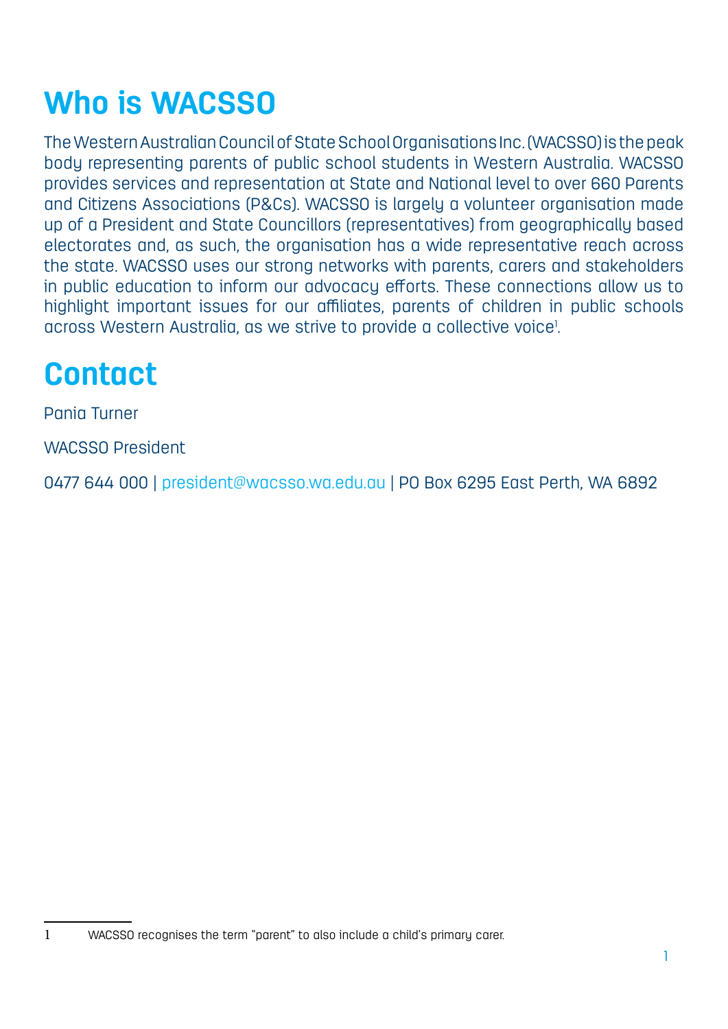# Who is WACSSO

The Western Australian Council of State School Organisations Inc. (WACSSO) is the peak body representing parents of public school students in Western Australia. WACSSO provides services and representation at State and National level to over 660 Parents and Citizens Associations (P&Cs). WACSSO is largely a volunteer organisation made up of a President and State Councillors (representatives) from geographically based electorates and, as such, the organisation has a wide representative reach across the state. WACSSO uses our strong networks with parents, carers and stakeholders in public education to inform our advocacy efforts. These connections allow us to highlight important issues for our affiliates, parents of children in public schools across Western Australia, as we strive to provide a collective voice[1].

# Contact

Pania Turner

WACSSO President

0477 644 000 | president@wacsso.wa.edu.au | PO Box 6295 East Perth, WA 6892

---

1 WACSSO recognises the term "parent" to also include a child's primary carer.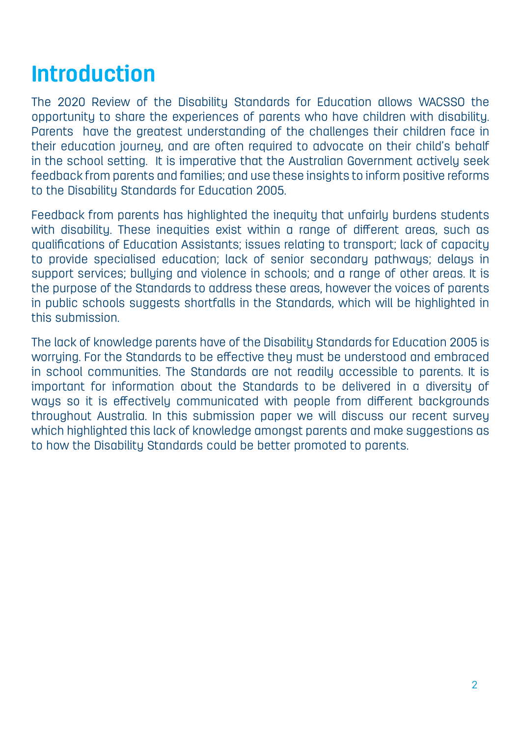# Introduction

The 2020 Review of the Disability Standards for Education allows WACSSO the opportunity to share the experiences of parents who have children with disability. Parents have the greatest understanding of the challenges their children face in their education journey, and are often required to advocate on their child's behalf in the school setting. It is imperative that the Australian Government actively seek feedback from parents and families; and use these insights to inform positive reforms to the Disability Standards for Education 2005.

Feedback from parents has highlighted the inequity that unfairly burdens students with disability. These inequities exist within a range of different areas, such as qualifications of Education Assistants; issues relating to transport; lack of capacity to provide specialised education; lack of senior secondary pathways; delays in support services; bullying and violence in schools; and a range of other areas. It is the purpose of the Standards to address these areas, however the voices of parents in public schools suggests shortfalls in the Standards, which will be highlighted in this submission.

The lack of knowledge parents have of the Disability Standards for Education 2005 is worrying. For the Standards to be effective they must be understood and embraced in school communities. The Standards are not readily accessible to parents. It is important for information about the Standards to be delivered in a diversity of ways so it is effectively communicated with people from different backgrounds throughout Australia. In this submission paper we will discuss our recent survey which highlighted this lack of knowledge amongst parents and make suggestions as to how the Disability Standards could be better promoted to parents.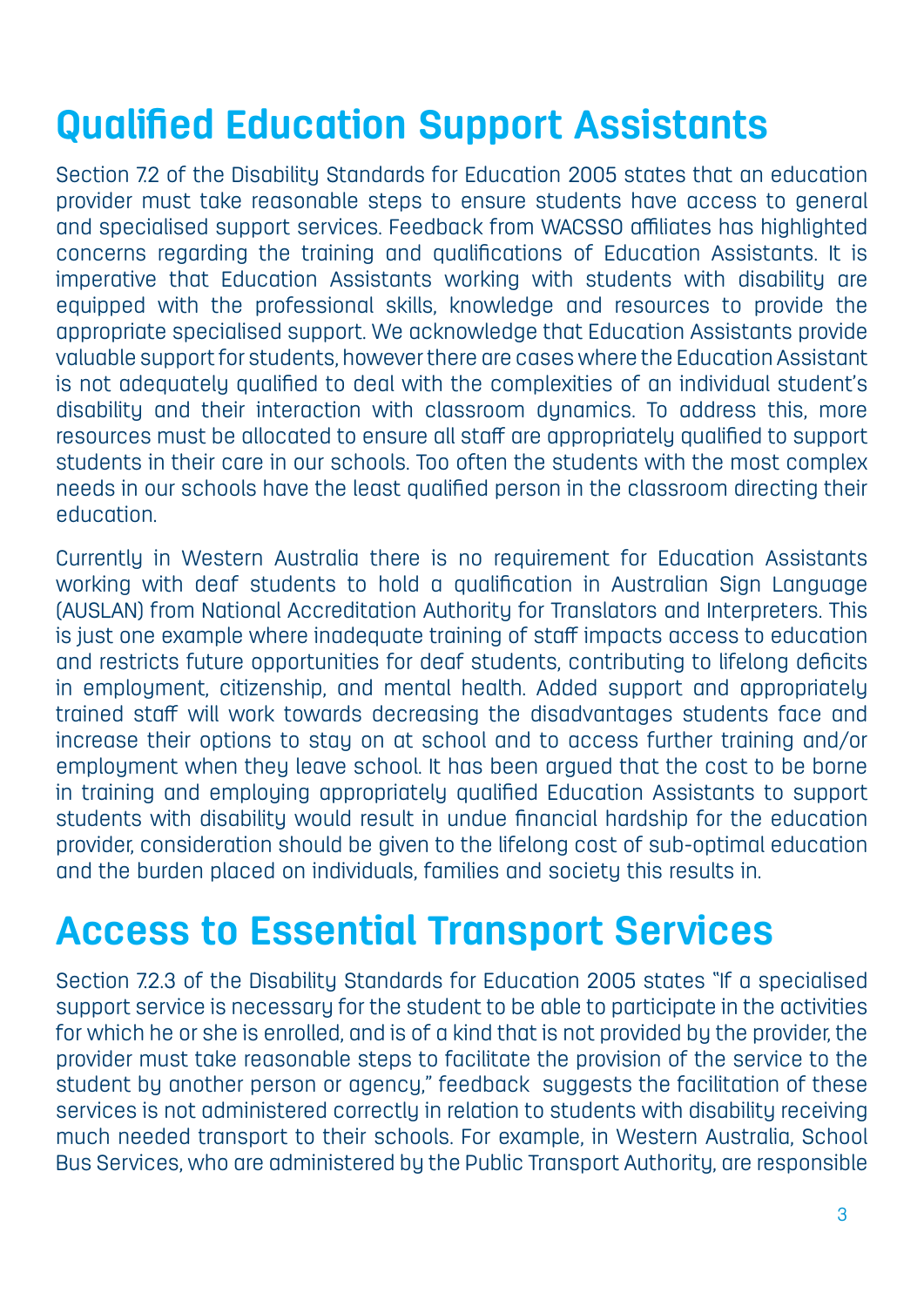## Qualified Education Support Assistants

Section 7.2 of the Disability Standards for Education 2005 states that an education provider must take reasonable steps to ensure students have access to general and specialised support services. Feedback from WACSSO affiliates has highlighted concerns regarding the training and qualifications of Education Assistants. It is imperative that Education Assistants working with students with disability are equipped with the professional skills, knowledge and resources to provide the appropriate specialised support. We acknowledge that Education Assistants provide valuable support for students, however there are cases where the Education Assistant is not adequately qualified to deal with the complexities of an individual student's disability and their interaction with classroom dynamics. To address this, more resources must be allocated to ensure all staff are appropriately qualified to support students in their care in our schools. Too often the students with the most complex needs in our schools have the least qualified person in the classroom directing their education.

Currently in Western Australia there is no requirement for Education Assistants working with deaf students to hold a qualification in Australian Sign Language (AUSLAN) from National Accreditation Authority for Translators and Interpreters. This is just one example where inadequate training of staff impacts access to education and restricts future opportunities for deaf students, contributing to lifelong deficits in employment, citizenship, and mental health. Added support and appropriately trained staff will work towards decreasing the disadvantages students face and increase their options to stay on at school and to access further training and/or employment when they leave school. It has been argued that the cost to be borne in training and employing appropriately qualified Education Assistants to support students with disability would result in undue financial hardship for the education provider, consideration should be given to the lifelong cost of sub-optimal education and the burden placed on individuals, families and society this results in.

## Access to Essential Transport Services

Section 7.2.3 of the Disability Standards for Education 2005 states "If a specialised support service is necessary for the student to be able to participate in the activities for which he or she is enrolled, and is of a kind that is not provided by the provider, the provider must take reasonable steps to facilitate the provision of the service to the student by another person or agency," feedback suggests the facilitation of these services is not administered correctly in relation to students with disability receiving much needed transport to their schools. For example, in Western Australia, School Bus Services, who are administered by the Public Transport Authority, are responsible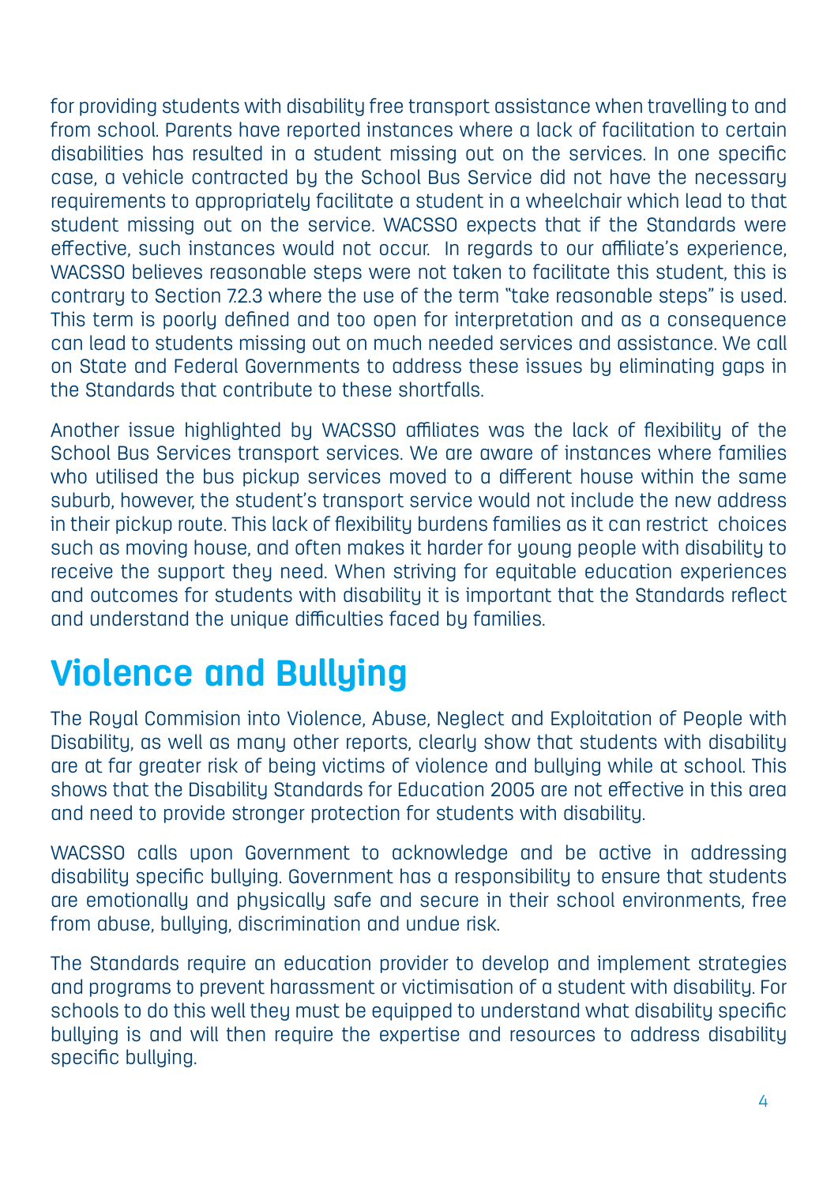for providing students with disability free transport assistance when travelling to and from school. Parents have reported instances where a lack of facilitation to certain disabilities has resulted in a student missing out on the services. In one specific case, a vehicle contracted by the School Bus Service did not have the necessary requirements to appropriately facilitate a student in a wheelchair which lead to that student missing out on the service. WACSSO expects that if the Standards were effective, such instances would not occur. In regards to our affiliate's experience, WACSSO believes reasonable steps were not taken to facilitate this student, this is contrary to Section 7.2.3 where the use of the term "take reasonable steps" is used. This term is poorly defined and too open for interpretation and as a consequence can lead to students missing out on much needed services and assistance. We call on State and Federal Governments to address these issues by eliminating gaps in the Standards that contribute to these shortfalls.

Another issue highlighted by WACSSO affiliates was the lack of flexibility of the School Bus Services transport services. We are aware of instances where families who utilised the bus pickup services moved to a different house within the same suburb, however, the student's transport service would not include the new address in their pickup route. This lack of flexibility burdens families as it can restrict choices such as moving house, and often makes it harder for young people with disability to receive the support they need. When striving for equitable education experiences and outcomes for students with disability it is important that the Standards reflect and understand the unique difficulties faced by families.

## Violence and Bullying

The Royal Commision into Violence, Abuse, Neglect and Exploitation of People with Disability, as well as many other reports, clearly show that students with disability are at far greater risk of being victims of violence and bullying while at school. This shows that the Disability Standards for Education 2005 are not effective in this area and need to provide stronger protection for students with disability.

WACSSO calls upon Government to acknowledge and be active in addressing disability specific bullying. Government has a responsibility to ensure that students are emotionally and physically safe and secure in their school environments, free from abuse, bullying, discrimination and undue risk.

The Standards require an education provider to develop and implement strategies and programs to prevent harassment or victimisation of a student with disability. For schools to do this well they must be equipped to understand what disability specific bullying is and will then require the expertise and resources to address disability specific bullying.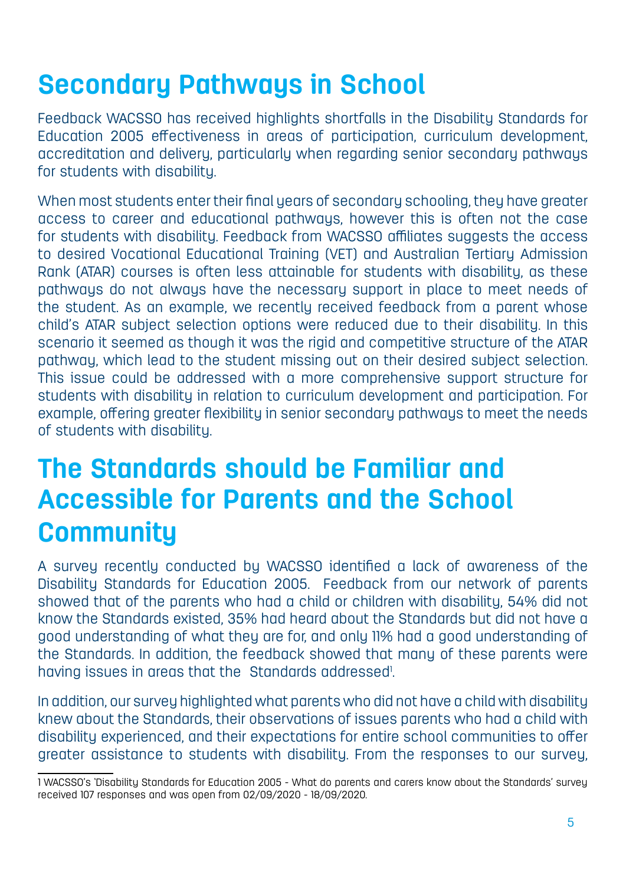# Secondary Pathways in School

Feedback WACSSO has received highlights shortfalls in the Disability Standards for Education 2005 effectiveness in areas of participation, curriculum development, accreditation and delivery, particularly when regarding senior secondary pathways for students with disability.

When most students enter their final years of secondary schooling, they have greater access to career and educational pathways, however this is often not the case for students with disability. Feedback from WACSSO affiliates suggests the access to desired Vocational Educational Training (VET) and Australian Tertiary Admission Rank (ATAR) courses is often less attainable for students with disability, as these pathways do not always have the necessary support in place to meet needs of the student. As an example, we recently received feedback from a parent whose child's ATAR subject selection options were reduced due to their disability. In this scenario it seemed as though it was the rigid and competitive structure of the ATAR pathway, which lead to the student missing out on their desired subject selection. This issue could be addressed with a more comprehensive support structure for students with disability in relation to curriculum development and participation. For example, offering greater flexibility in senior secondary pathways to meet the needs of students with disability.

# The Standards should be Familiar and Accessible for Parents and the School Community

A survey recently conducted by WACSSO identified a lack of awareness of the Disability Standards for Education 2005. Feedback from our network of parents showed that of the parents who had a child or children with disability, 54% did not know the Standards existed, 35% had heard about the Standards but did not have a good understanding of what they are for, and only 11% had a good understanding of the Standards. In addition, the feedback showed that many of these parents were having issues in areas that the Standards addressed[1].

In addition, our survey highlighted what parents who did not have a child with disability knew about the Standards, their observations of issues parents who had a child with disability experienced, and their expectations for entire school communities to offer greater assistance to students with disability. From the responses to our survey,

---

1 WACSSO's 'Disability Standards for Education 2005 - What do parents and carers know about the Standards' survey received 107 responses and was open from 02/09/2020 - 18/09/2020.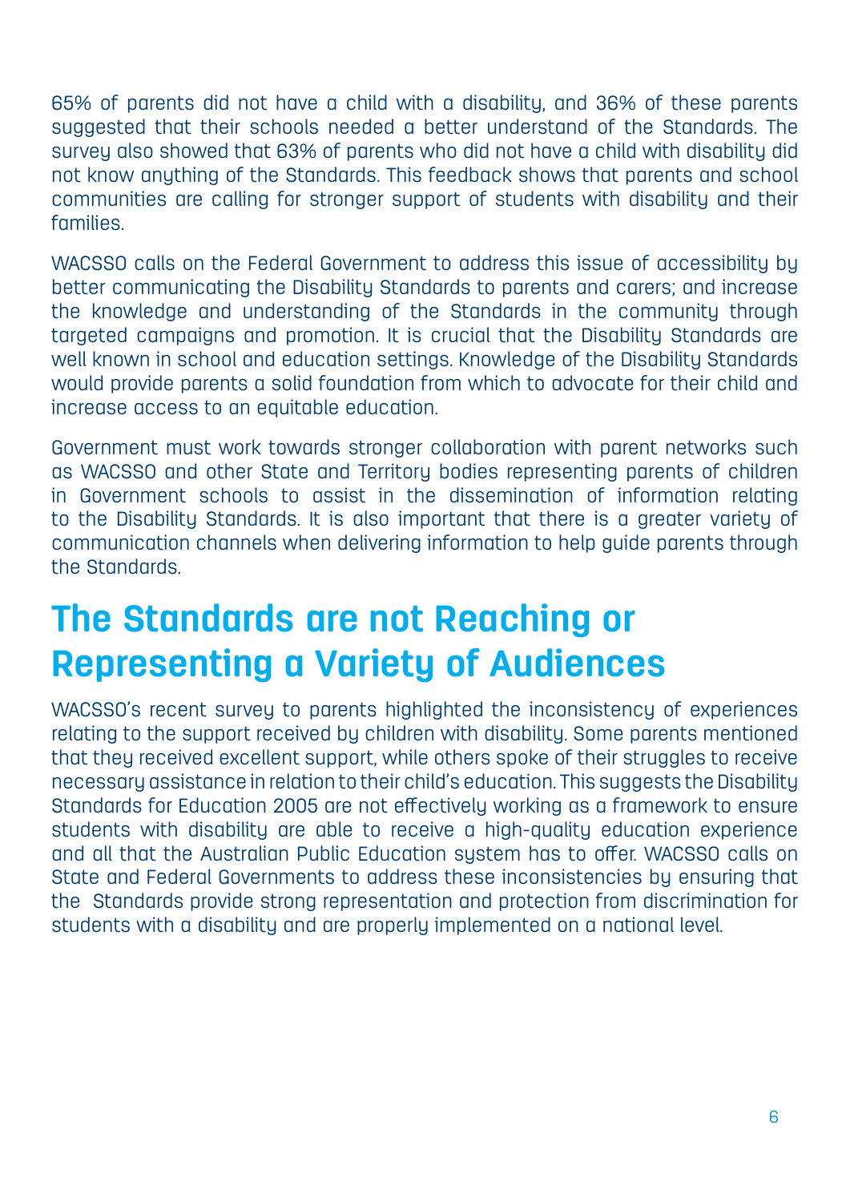65% of parents did not have a child with a disability, and 36% of these parents suggested that their schools needed a better understand of the Standards. The survey also showed that 63% of parents who did not have a child with disability did not know anything of the Standards. This feedback shows that parents and school communities are calling for stronger support of students with disability and their families.

WACSSO calls on the Federal Government to address this issue of accessibility by better communicating the Disability Standards to parents and carers; and increase the knowledge and understanding of the Standards in the community through targeted campaigns and promotion. It is crucial that the Disability Standards are well known in school and education settings. Knowledge of the Disability Standards would provide parents a solid foundation from which to advocate for their child and increase access to an equitable education.

Government must work towards stronger collaboration with parent networks such as WACSSO and other State and Territory bodies representing parents of children in Government schools to assist in the dissemination of information relating to the Disability Standards. It is also important that there is a greater variety of communication channels when delivering information to help guide parents through the Standards.

## The Standards are not Reaching or Representing a Variety of Audiences

WACSSO's recent survey to parents highlighted the inconsistency of experiences relating to the support received by children with disability. Some parents mentioned that they received excellent support, while others spoke of their struggles to receive necessary assistance in relation to their child's education. This suggests the Disability Standards for Education 2005 are not effectively working as a framework to ensure students with disability are able to receive a high-quality education experience and all that the Australian Public Education system has to offer. WACSSO calls on State and Federal Governments to address these inconsistencies by ensuring that the Standards provide strong representation and protection from discrimination for students with a disability and are properly implemented on a national level.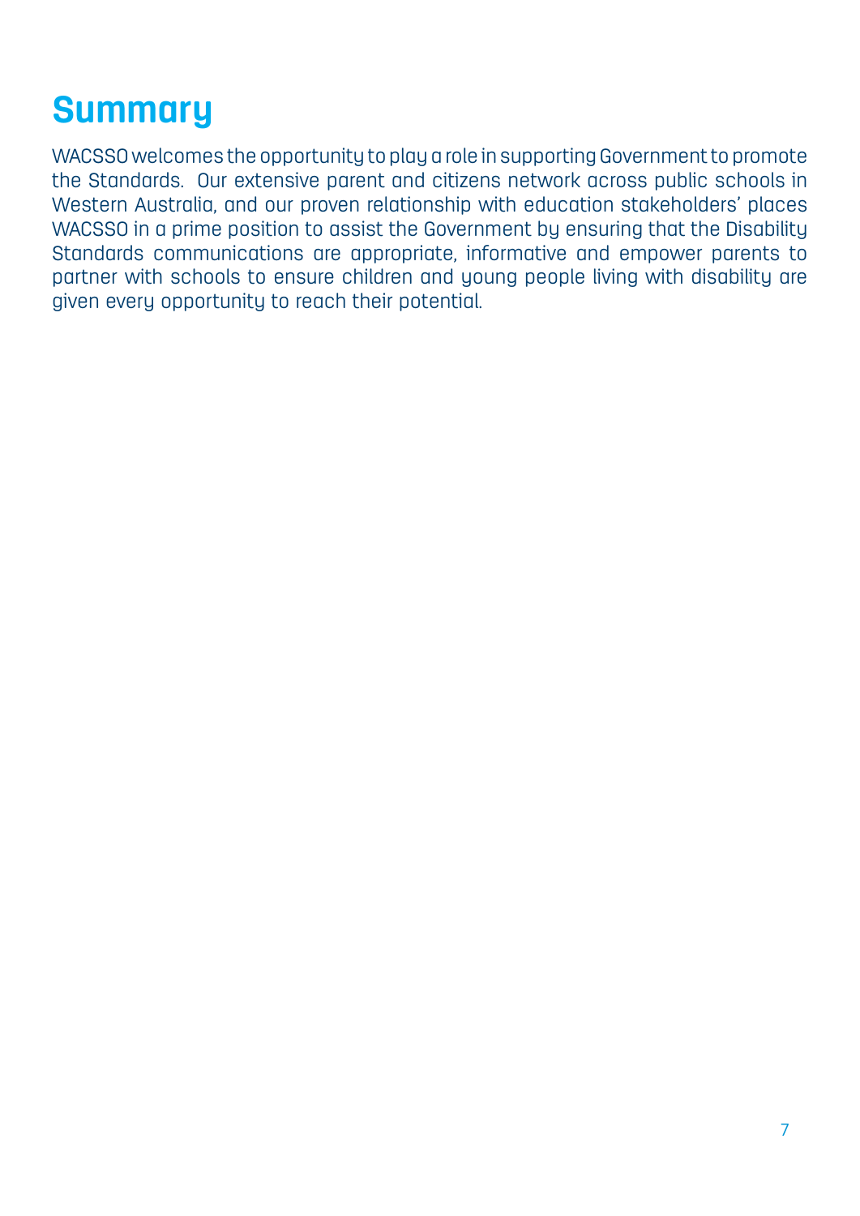# Summary

WACSSO welcomes the opportunity to play a role in supporting Government to promote the Standards. Our extensive parent and citizens network across public schools in Western Australia, and our proven relationship with education stakeholders' places WACSSO in a prime position to assist the Government by ensuring that the Disability Standards communications are appropriate, informative and empower parents to partner with schools to ensure children and young people living with disability are given every opportunity to reach their potential.